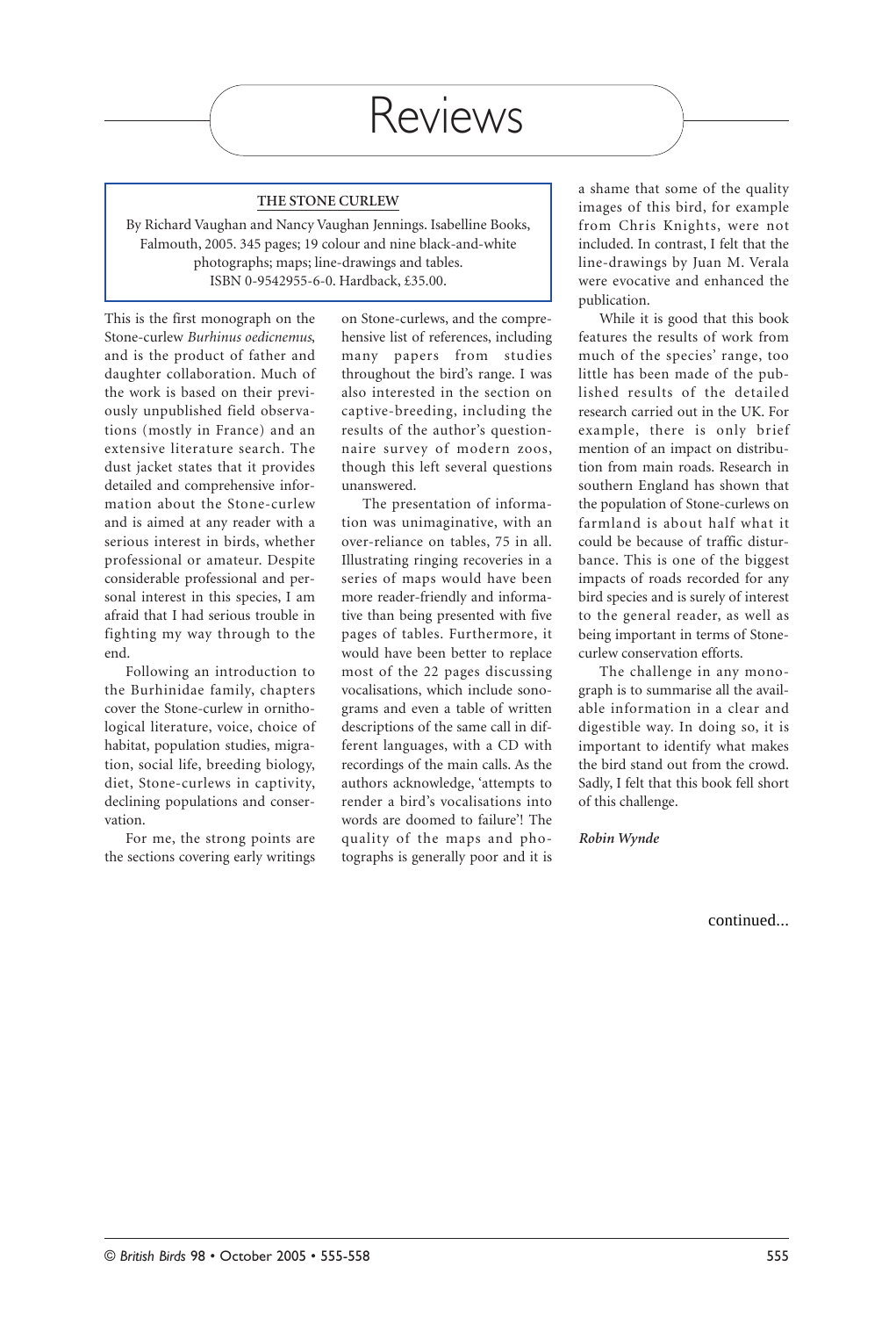# Reviews

**THE STONE CURLEW**

By Richard Vaughan and Nancy Vaughan Jennings. Isabelline Books, Falmouth, 2005. 345 pages; 19 colour and nine black-and-white photographs; maps; line-drawings and tables. ISBN 0-9542955-6-0. Hardback, £35.00.

This is the first monograph on the Stone-curlew *Burhinus oedicnemus*, and is the product of father and daughter collaboration. Much of the work is based on their previously unpublished field observations (mostly in France) and an extensive literature search. The dust jacket states that it provides detailed and comprehensive information about the Stone-curlew and is aimed at any reader with a serious interest in birds, whether professional or amateur. Despite considerable professional and personal interest in this species, I am afraid that I had serious trouble in fighting my way through to the end.

Following an introduction to the Burhinidae family, chapters cover the Stone-curlew in ornithological literature, voice, choice of habitat, population studies, migration, social life, breeding biology, diet, Stone-curlews in captivity, declining populations and conservation.

For me, the strong points are the sections covering early writings on Stone-curlews, and the comprehensive list of references, including many papers from studies throughout the bird's range. I was also interested in the section on captive-breeding, including the results of the author's questionnaire survey of modern zoos, though this left several questions unanswered.

The presentation of information was unimaginative, with an over-reliance on tables, 75 in all. Illustrating ringing recoveries in a series of maps would have been more reader-friendly and informative than being presented with five pages of tables. Furthermore, it would have been better to replace most of the 22 pages discussing vocalisations, which include sonograms and even a table of written descriptions of the same call in different languages, with a CD with recordings of the main calls. As the authors acknowledge, 'attempts to render a bird's vocalisations into words are doomed to failure'! The quality of the maps and photographs is generally poor and it is a shame that some of the quality images of this bird, for example from Chris Knights, were not included. In contrast, I felt that the line-drawings by Juan M. Verala were evocative and enhanced the publication.

While it is good that this book features the results of work from much of the species' range, too little has been made of the published results of the detailed research carried out in the UK. For example, there is only brief mention of an impact on distribution from main roads. Research in southern England has shown that the population of Stone-curlews on farmland is about half what it could be because of traffic disturbance. This is one of the biggest impacts of roads recorded for any bird species and is surely of interest to the general reader, as well as being important in terms of Stone-curlew conservation efforts.

The challenge in any monograph is to summarise all the available information in a clear and digestible way. In doing so, it is important to identify what makes the bird stand out from the crowd. Sadly, I felt that this book fell short of this challenge.

***Robin Wynde***

continued...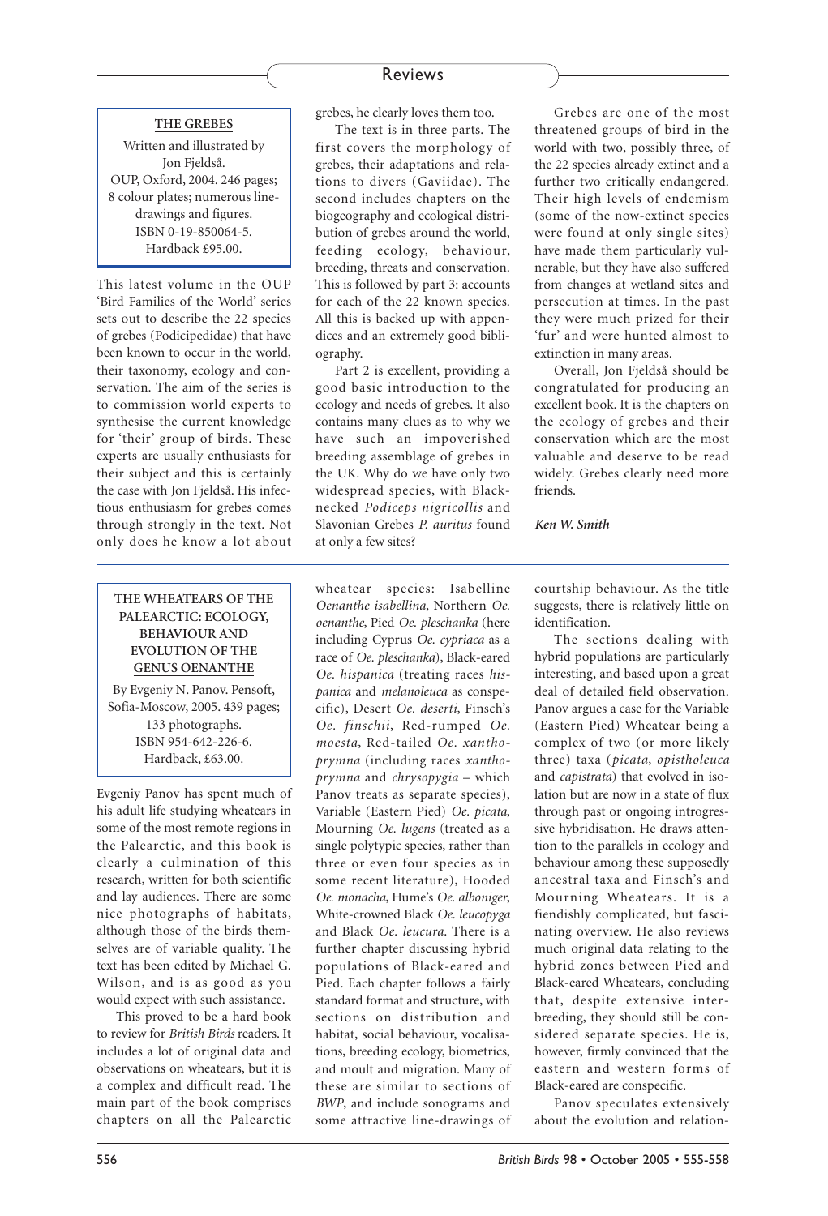**THE GREBES**

Written and illustrated by Jon Fjeldså.
OUP, Oxford, 2004. 246 pages; 8 colour plates; numerous line-drawings and figures.
ISBN 0-19-850064-5.
Hardback £95.00.

This latest volume in the OUP 'Bird Families of the World' series sets out to describe the 22 species of grebes (Podicipedidae) that have been known to occur in the world, their taxonomy, ecology and conservation. The aim of the series is to commission world experts to synthesise the current knowledge for 'their' group of birds. These experts are usually enthusiasts for their subject and this is certainly the case with Jon Fjeldså. His infectious enthusiasm for grebes comes through strongly in the text. Not only does he know a lot about grebes, he clearly loves them too.

The text is in three parts. The first covers the morphology of grebes, their adaptations and relations to divers (Gaviidae). The second includes chapters on the biogeography and ecological distribution of grebes around the world, feeding ecology, behaviour, breeding, threats and conservation. This is followed by part 3: accounts for each of the 22 known species. All this is backed up with appendices and an extremely good bibliography.

Part 2 is excellent, providing a good basic introduction to the ecology and needs of grebes. It also contains many clues as to why we have such an impoverished breeding assemblage of grebes in the UK. Why do we have only two widespread species, with Black-necked *Podiceps nigricollis* and Slavonian Grebes *P. auritus* found at only a few sites?

Grebes are one of the most threatened groups of bird in the world with two, possibly three, of the 22 species already extinct and a further two critically endangered. Their high levels of endemism (some of the now-extinct species were found at only single sites) have made them particularly vulnerable, but they have also suffered from changes at wetland sites and persecution at times. In the past they were much prized for their 'fur' and were hunted almost to extinction in many areas.

Overall, Jon Fjeldså should be congratulated for producing an excellent book. It is the chapters on the ecology of grebes and their conservation which are the most valuable and deserve to be read widely. Grebes clearly need more friends.

*Ken W. Smith*

---

**THE WHEATEARS OF THE PALEARCTIC: ECOLOGY, BEHAVIOUR AND EVOLUTION OF THE GENUS OENANTHE**

By Evgeniy N. Panov. Pensoft, Sofia-Moscow, 2005. 439 pages; 133 photographs.
ISBN 954-642-226-6.
Hardback, £63.00.

Evgeniy Panov has spent much of his adult life studying wheatears in some of the most remote regions in the Palearctic, and this book is clearly a culmination of this research, written for both scientific and lay audiences. There are some nice photographs of habitats, although those of the birds themselves are of variable quality. The text has been edited by Michael G. Wilson, and is as good as you would expect with such assistance.

This proved to be a hard book to review for *British Birds* readers. It includes a lot of original data and observations on wheatears, but it is a complex and difficult read. The main part of the book comprises chapters on all the Palearctic wheatear species: Isabelline *Oenanthe isabellina*, Northern *Oe. oenanthe*, Pied *Oe. pleschanka* (here including Cyprus *Oe. cypriaca* as a race of *Oe. pleschanka*), Black-eared *Oe. hispanica* (treating races *hispanica* and *melanoleuca* as conspecific), Desert *Oe. deserti*, Finsch's *Oe. finschii*, Red-rumped *Oe. moesta*, Red-tailed *Oe. xanthoprymna* (including races *xanthoprymna* and *chrysopygia* – which Panov treats as separate species), Variable (Eastern Pied) *Oe. picata*, Mourning *Oe. lugens* (treated as a single polytypic species, rather than three or even four species as in some recent literature), Hooded *Oe. monacha*, Hume's *Oe. alboniger*, White-crowned Black *Oe. leucopyga* and Black *Oe. leucura*. There is a further chapter discussing hybrid populations of Black-eared and Pied. Each chapter follows a fairly standard format and structure, with sections on distribution and habitat, social behaviour, vocalisations, breeding ecology, biometrics, and moult and migration. Many of these are similar to sections of *BWP*, and include sonograms and some attractive line-drawings of courtship behaviour. As the title suggests, there is relatively little on identification.

The sections dealing with hybrid populations are particularly interesting, and based upon a great deal of detailed field observation. Panov argues a case for the Variable (Eastern Pied) Wheatear being a complex of two (or more likely three) taxa (*picata*, *opistholeuca* and *capistrata*) that evolved in isolation but are now in a state of flux through past or ongoing introgressive hybridisation. He draws attention to the parallels in ecology and behaviour among these supposedly ancestral taxa and Finsch's and Mourning Wheatears. It is a fiendishly complicated, but fascinating overview. He also reviews much original data relating to the hybrid zones between Pied and Black-eared Wheatears, concluding that, despite extensive interbreeding, they should still be considered separate species. He is, however, firmly convinced that the eastern and western forms of Black-eared are conspecific.

Panov speculates extensively about the evolution and relation-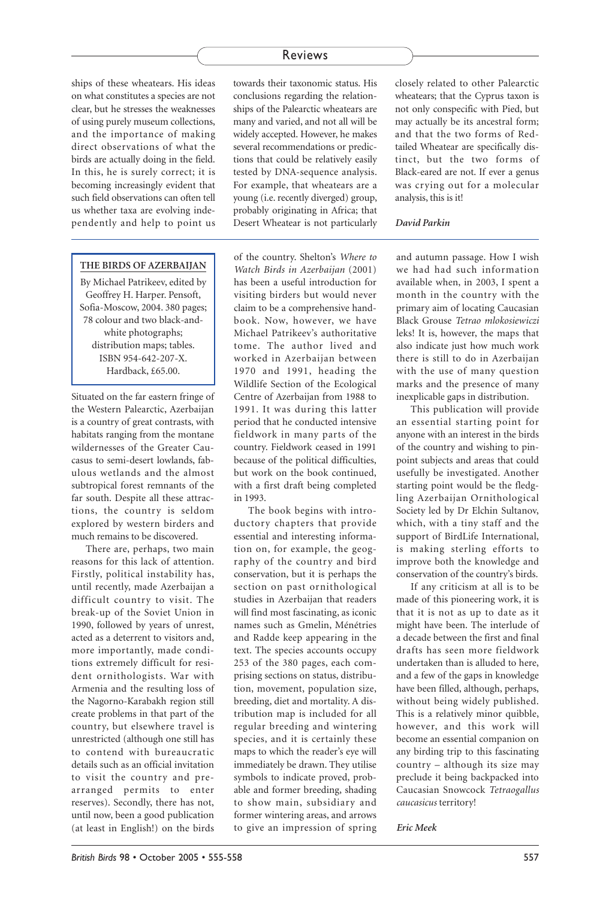ships of these wheatears. His ideas on what constitutes a species are not clear, but he stresses the weaknesses of using purely museum collections, and the importance of making direct observations of what the birds are actually doing in the field. In this, he is surely correct; it is becoming increasingly evident that such field observations can often tell us whether taxa are evolving independently and help to point us towards their taxonomic status. His conclusions regarding the relationships of the Palearctic wheatears are many and varied, and not all will be widely accepted. However, he makes several recommendations or predictions that could be relatively easily tested by DNA-sequence analysis. For example, that wheatears are a young (i.e. recently diverged) group, probably originating in Africa; that Desert Wheatear is not particularly closely related to other Palearctic wheatears; that the Cyprus taxon is not only conspecific with Pied, but may actually be its ancestral form; and that the two forms of Red-tailed Wheatear are specifically distinct, but the two forms of Black-eared are not. If ever a genus was crying out for a molecular analysis, this is it!

***David Parkin***

---

**THE BIRDS OF AZERBAIJAN**

By Michael Patrikeev, edited by Geoffrey H. Harper. Pensoft, Sofia-Moscow, 2004. 380 pages; 78 colour and two black-and-white photographs; distribution maps; tables. ISBN 954-642-207-X. Hardback, £65.00.

Situated on the far eastern fringe of the Western Palearctic, Azerbaijan is a country of great contrasts, with habitats ranging from the montane wildernesses of the Greater Caucasus to semi-desert lowlands, fabulous wetlands and the almost subtropical forest remnants of the far south. Despite all these attractions, the country is seldom explored by western birders and much remains to be discovered.

There are, perhaps, two main reasons for this lack of attention. Firstly, political instability has, until recently, made Azerbaijan a difficult country to visit. The break-up of the Soviet Union in 1990, followed by years of unrest, acted as a deterrent to visitors and, more importantly, made conditions extremely difficult for resident ornithologists. War with Armenia and the resulting loss of the Nagorno-Karabakh region still create problems in that part of the country, but elsewhere travel is unrestricted (although one still has to contend with bureaucratic details such as an official invitation to visit the country and pre-arranged permits to enter reserves). Secondly, there has not, until now, been a good publication (at least in English!) on the birds of the country. Shelton's *Where to Watch Birds in Azerbaijan* (2001) has been a useful introduction for visiting birders but would never claim to be a comprehensive handbook. Now, however, we have Michael Patrikeev's authoritative tome. The author lived and worked in Azerbaijan between 1970 and 1991, heading the Wildlife Section of the Ecological Centre of Azerbaijan from 1988 to 1991. It was during this latter period that he conducted intensive fieldwork in many parts of the country. Fieldwork ceased in 1991 because of the political difficulties, but work on the book continued, with a first draft being completed in 1993.

The book begins with introductory chapters that provide essential and interesting information on, for example, the geography of the country and bird conservation, but it is perhaps the section on past ornithological studies in Azerbaijan that readers will find most fascinating, as iconic names such as Gmelin, Ménétries and Radde keep appearing in the text. The species accounts occupy 253 of the 380 pages, each comprising sections on status, distribution, movement, population size, breeding, diet and mortality. A distribution map is included for all regular breeding and wintering species, and it is certainly these maps to which the reader's eye will immediately be drawn. They utilise symbols to indicate proved, probable and former breeding, shading to show main, subsidiary and former wintering areas, and arrows to give an impression of spring and autumn passage. How I wish we had had such information available when, in 2003, I spent a month in the country with the primary aim of locating Caucasian Black Grouse *Tetrao mlokosiewiczi* leks! It is, however, the maps that also indicate just how much work there is still to do in Azerbaijan with the use of many question marks and the presence of many inexplicable gaps in distribution.

This publication will provide an essential starting point for anyone with an interest in the birds of the country and wishing to pinpoint subjects and areas that could usefully be investigated. Another starting point would be the fledgling Azerbaijan Ornithological Society led by Dr Elchin Sultanov, which, with a tiny staff and the support of BirdLife International, is making sterling efforts to improve both the knowledge and conservation of the country's birds.

If any criticism at all is to be made of this pioneering work, it is that it is not as up to date as it might have been. The interlude of a decade between the first and final drafts has seen more fieldwork undertaken than is alluded to here, and a few of the gaps in knowledge have been filled, although, perhaps, without being widely published. This is a relatively minor quibble, however, and this work will become an essential companion on any birding trip to this fascinating country – although its size may preclude it being backpacked into Caucasian Snowcock *Tetraogallus caucasicus* territory!

***Eric Meek***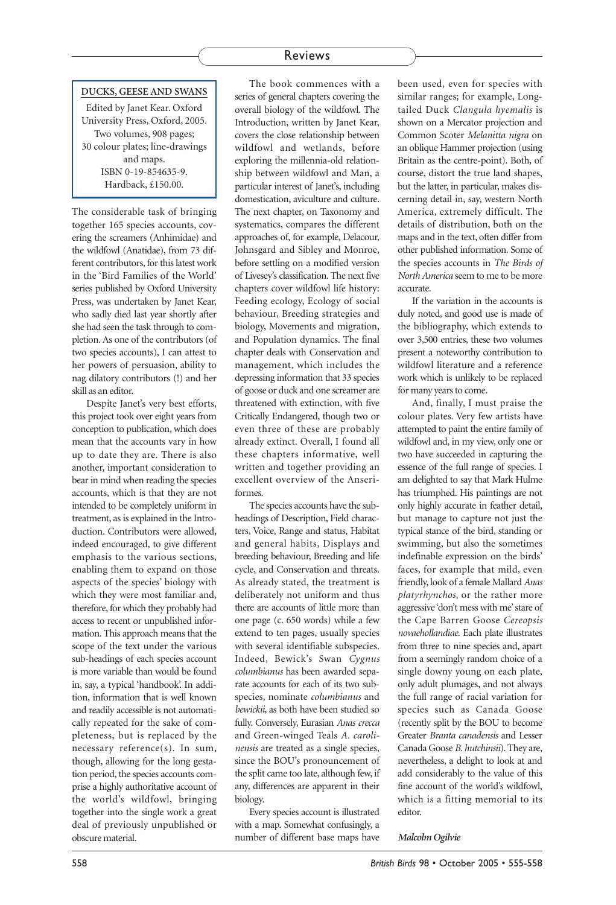**DUCKS, GEESE AND SWANS**

Edited by Janet Kear. Oxford University Press, Oxford, 2005. Two volumes, 908 pages; 30 colour plates; line-drawings and maps. ISBN 0-19-854635-9. Hardback, £150.00.

The considerable task of bringing together 165 species accounts, covering the screamers (Anhimidae) and the wildfowl (Anatidae), from 73 different contributors, for this latest work in the 'Bird Families of the World' series published by Oxford University Press, was undertaken by Janet Kear, who sadly died last year shortly after she had seen the task through to completion. As one of the contributors (of two species accounts), I can attest to her powers of persuasion, ability to nag dilatory contributors (!) and her skill as an editor.

Despite Janet's very best efforts, this project took over eight years from conception to publication, which does mean that the accounts vary in how up to date they are. There is also another, important consideration to bear in mind when reading the species accounts, which is that they are not intended to be completely uniform in treatment, as is explained in the Introduction. Contributors were allowed, indeed encouraged, to give different emphasis to the various sections, enabling them to expand on those aspects of the species' biology with which they were most familiar and, therefore, for which they probably had access to recent or unpublished information. This approach means that the scope of the text under the various sub-headings of each species account is more variable than would be found in, say, a typical 'handbook'. In addition, information that is well known and readily accessible is not automatically repeated for the sake of completeness, but is replaced by the necessary reference(s). In sum, though, allowing for the long gestation period, the species accounts comprise a highly authoritative account of the world's wildfowl, bringing together into the single work a great deal of previously unpublished or obscure material.

The book commences with a series of general chapters covering the overall biology of the wildfowl. The Introduction, written by Janet Kear, covers the close relationship between wildfowl and wetlands, before exploring the millennia-old relationship between wildfowl and Man, a particular interest of Janet's, including domestication, aviculture and culture. The next chapter, on Taxonomy and systematics, compares the different approaches of, for example, Delacour, Johnsgard and Sibley and Monroe, before settling on a modified version of Livesey's classification. The next five chapters cover wildfowl life history: Feeding ecology, Ecology of social behaviour, Breeding strategies and biology, Movements and migration, and Population dynamics. The final chapter deals with Conservation and management, which includes the depressing information that 33 species of goose or duck and one screamer are threatened with extinction, with five Critically Endangered, though two or even three of these are probably already extinct. Overall, I found all these chapters informative, well written and together providing an excellent overview of the Anseriformes.

The species accounts have the subheadings of Description, Field characters, Voice, Range and status, Habitat and general habits, Displays and breeding behaviour, Breeding and life cycle, and Conservation and threats. As already stated, the treatment is deliberately not uniform and thus there are accounts of little more than one page (c. 650 words) while a few extend to ten pages, usually species with several identifiable subspecies. Indeed, Bewick's Swan *Cygnus columbianus* has been awarded separate accounts for each of its two subspecies, nominate *columbianus* and *bewickii*, as both have been studied so fully. Conversely, Eurasian *Anas crecca* and Green-winged Teals *A. carolinensis* are treated as a single species, since the BOU's pronouncement of the split came too late, although few, if any, differences are apparent in their biology.

Every species account is illustrated with a map. Somewhat confusingly, a number of different base maps have been used, even for species with similar ranges; for example, Long-tailed Duck *Clangula hyemalis* is shown on a Mercator projection and Common Scoter *Melanitta nigra* on an oblique Hammer projection (using Britain as the centre-point). Both, of course, distort the true land shapes, but the latter, in particular, makes discerning detail in, say, western North America, extremely difficult. The details of distribution, both on the maps and in the text, often differ from other published information. Some of the species accounts in *The Birds of North America* seem to me to be more accurate.

If the variation in the accounts is duly noted, and good use is made of the bibliography, which extends to over 3,500 entries, these two volumes present a noteworthy contribution to wildfowl literature and a reference work which is unlikely to be replaced for many years to come.

And, finally, I must praise the colour plates. Very few artists have attempted to paint the entire family of wildfowl and, in my view, only one or two have succeeded in capturing the essence of the full range of species. I am delighted to say that Mark Hulme has triumphed. His paintings are not only highly accurate in feather detail, but manage to capture not just the typical stance of the bird, standing or swimming, but also the sometimes indefinable expression on the birds' faces, for example that mild, even friendly, look of a female Mallard *Anas platyrhynchos*, or the rather more aggressive 'don't mess with me' stare of the Cape Barren Goose *Cereopsis novaehollandiae*. Each plate illustrates from three to nine species and, apart from a seemingly random choice of a single downy young on each plate, only adult plumages, and not always the full range of racial variation for species such as Canada Goose (recently split by the BOU to become Greater *Branta canadensis* and Lesser Canada Goose *B. hutchinsii*). They are, nevertheless, a delight to look at and add considerably to the value of this fine account of the world's wildfowl, which is a fitting memorial to its editor.

***Malcolm Ogilvie***